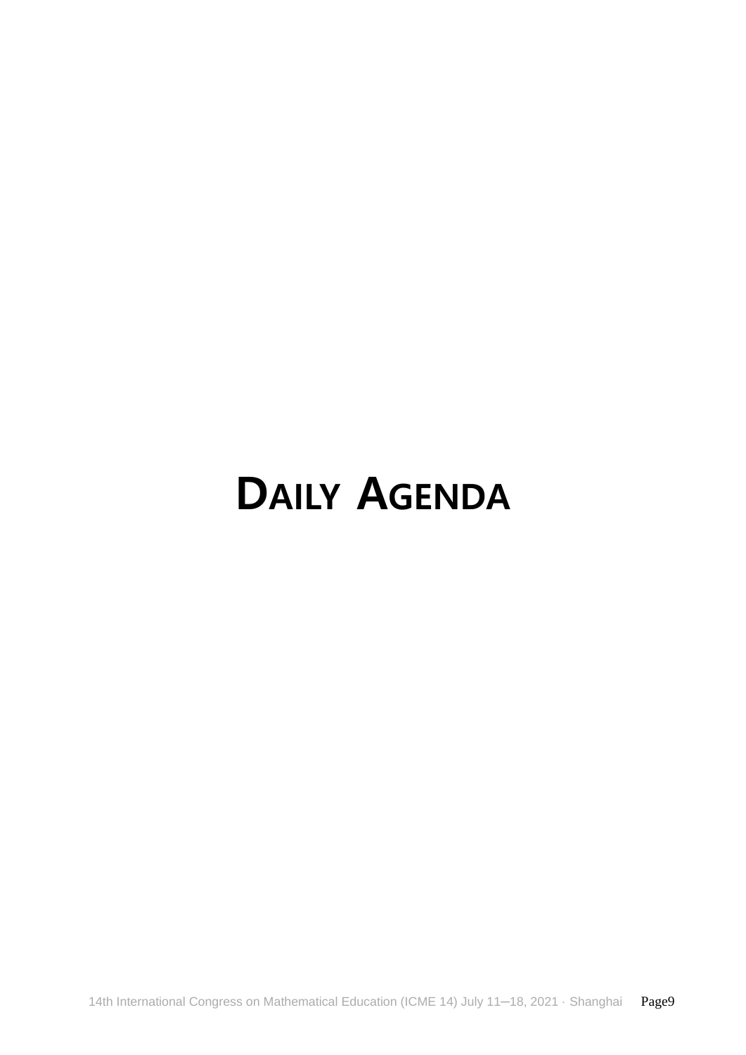# DAILY AGENDA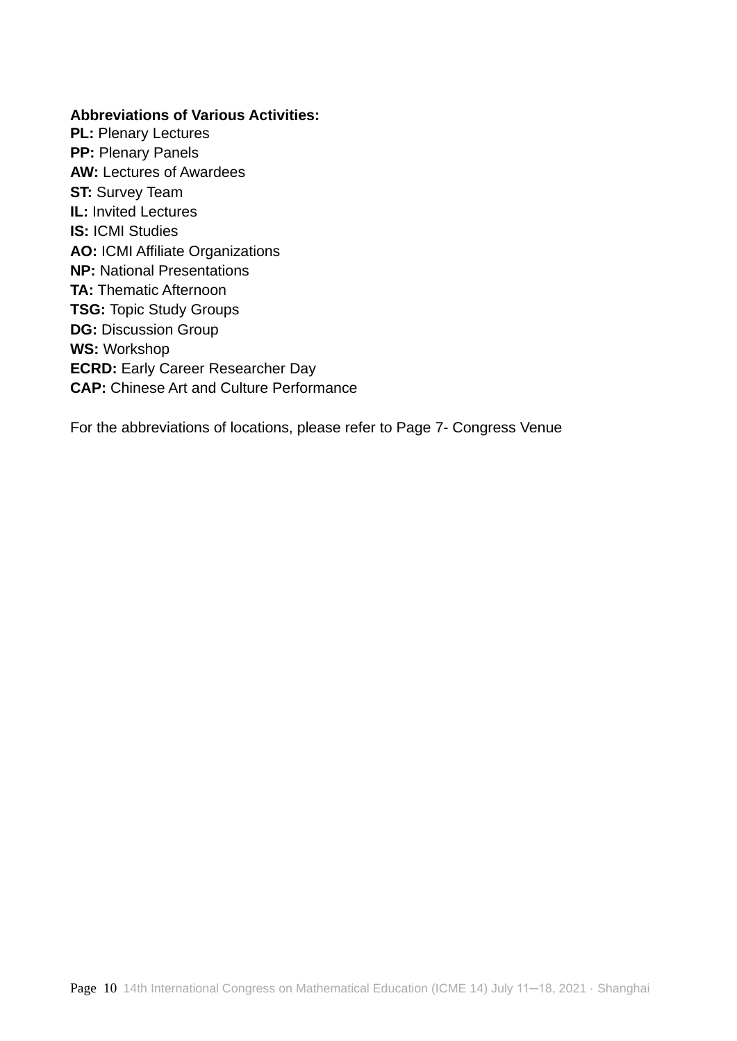**Abbreviations of Various Activities:**

**PL:** Plenary Lectures
**PP:** Plenary Panels
**AW:** Lectures of Awardees
**ST:** Survey Team
**IL:** Invited Lectures
**IS:** ICMI Studies
**AO:** ICMI Affiliate Organizations
**NP:** National Presentations
**TA:** Thematic Afternoon
**TSG:** Topic Study Groups
**DG:** Discussion Group
**WS:** Workshop
**ECRD:** Early Career Researcher Day
**CAP:** Chinese Art and Culture Performance

For the abbreviations of locations, please refer to Page 7- Congress Venue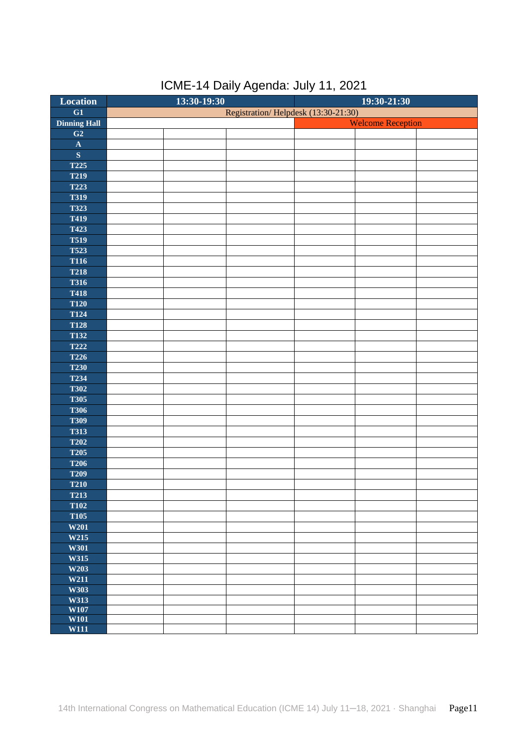# ICME-14 Daily Agenda: July 11, 2021

| Location | 13:30-19:30 | | | 19:30-21:30 | | |
|---|---|---|---|---|---|---|
| G1 | Registration/ Helpdesk (13:30-21:30) | | | | | |
| Dinning Hall | | | | Welcome Reception | | |
| G2 | | | | | | |
| A | | | | | | |
| S | | | | | | |
| T225 | | | | | | |
| T219 | | | | | | |
| T223 | | | | | | |
| T319 | | | | | | |
| T323 | | | | | | |
| T419 | | | | | | |
| T423 | | | | | | |
| T519 | | | | | | |
| T523 | | | | | | |
| T116 | | | | | | |
| T218 | | | | | | |
| T316 | | | | | | |
| T418 | | | | | | |
| T120 | | | | | | |
| T124 | | | | | | |
| T128 | | | | | | |
| T132 | | | | | | |
| T222 | | | | | | |
| T226 | | | | | | |
| T230 | | | | | | |
| T234 | | | | | | |
| T302 | | | | | | |
| T305 | | | | | | |
| T306 | | | | | | |
| T309 | | | | | | |
| T313 | | | | | | |
| T202 | | | | | | |
| T205 | | | | | | |
| T206 | | | | | | |
| T209 | | | | | | |
| T210 | | | | | | |
| T213 | | | | | | |
| T102 | | | | | | |
| T105 | | | | | | |
| W201 | | | | | | |
| W215 | | | | | | |
| W301 | | | | | | |
| W315 | | | | | | |
| W203 | | | | | | |
| W211 | | | | | | |
| W303 | | | | | | |
| W313 | | | | | | |
| W107 | | | | | | |
| W101 | | | | | | |
| W111 | | | | | | |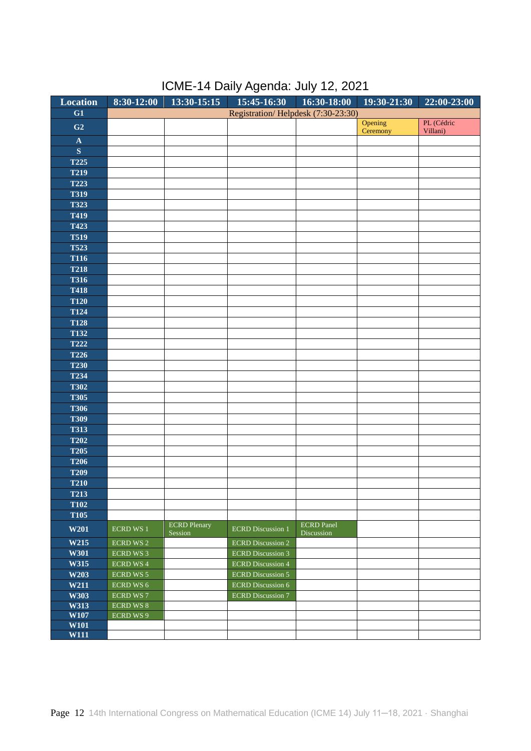# ICME-14 Daily Agenda: July 12, 2021

| Location | 8:30-12:00 | 13:30-15:15 | 15:45-16:30 | 16:30-18:00 | 19:30-21:30 | 22:00-23:00 |
|---|---|---|---|---|---|---|
| G1 | Registration/ Helpdesk (7:30-23:30) | | | | | |
| G2 | | | | | Opening Ceremony | PL (Cédric Villani) |
| A | | | | | | |
| S | | | | | | |
| T225 | | | | | | |
| T219 | | | | | | |
| T223 | | | | | | |
| T319 | | | | | | |
| T323 | | | | | | |
| T419 | | | | | | |
| T423 | | | | | | |
| T519 | | | | | | |
| T523 | | | | | | |
| T116 | | | | | | |
| T218 | | | | | | |
| T316 | | | | | | |
| T418 | | | | | | |
| T120 | | | | | | |
| T124 | | | | | | |
| T128 | | | | | | |
| T132 | | | | | | |
| T222 | | | | | | |
| T226 | | | | | | |
| T230 | | | | | | |
| T234 | | | | | | |
| T302 | | | | | | |
| T305 | | | | | | |
| T306 | | | | | | |
| T309 | | | | | | |
| T313 | | | | | | |
| T202 | | | | | | |
| T205 | | | | | | |
| T206 | | | | | | |
| T209 | | | | | | |
| T210 | | | | | | |
| T213 | | | | | | |
| T102 | | | | | | |
| T105 | | | | | | |
| W201 | ECRD WS 1 | ECRD Plenary Session | ECRD Discussion 1 | ECRD Panel Discussion | | |
| W215 | ECRD WS 2 | | ECRD Discussion 2 | | | |
| W301 | ECRD WS 3 | | ECRD Discussion 3 | | | |
| W315 | ECRD WS 4 | | ECRD Discussion 4 | | | |
| W203 | ECRD WS 5 | | ECRD Discussion 5 | | | |
| W211 | ECRD WS 6 | | ECRD Discussion 6 | | | |
| W303 | ECRD WS 7 | | ECRD Discussion 7 | | | |
| W313 | ECRD WS 8 | | | | | |
| W107 | ECRD WS 9 | | | | | |
| W101 | | | | | | |
| W111 | | | | | | |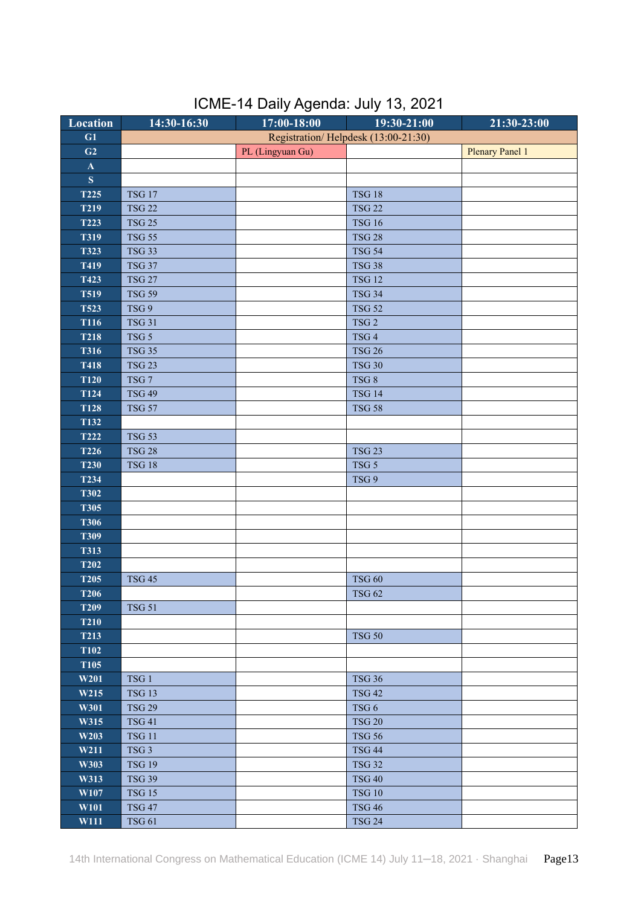# ICME-14 Daily Agenda: July 13, 2021

| Location | 14:30-16:30 | 17:00-18:00 | 19:30-21:00 | 21:30-23:00 |
|---|---|---|---|---|
| G1 | Registration/ Helpdesk (13:00-21:30) | | | |
| G2 | | PL (Lingyuan Gu) | | Plenary Panel 1 |
| A | | | | |
| S | | | | |
| T225 | TSG 17 | | TSG 18 | |
| T219 | TSG 22 | | TSG 22 | |
| T223 | TSG 25 | | TSG 16 | |
| T319 | TSG 55 | | TSG 28 | |
| T323 | TSG 33 | | TSG 54 | |
| T419 | TSG 37 | | TSG 38 | |
| T423 | TSG 27 | | TSG 12 | |
| T519 | TSG 59 | | TSG 34 | |
| T523 | TSG 9 | | TSG 52 | |
| T116 | TSG 31 | | TSG 2 | |
| T218 | TSG 5 | | TSG 4 | |
| T316 | TSG 35 | | TSG 26 | |
| T418 | TSG 23 | | TSG 30 | |
| T120 | TSG 7 | | TSG 8 | |
| T124 | TSG 49 | | TSG 14 | |
| T128 | TSG 57 | | TSG 58 | |
| T132 | | | | |
| T222 | TSG 53 | | | |
| T226 | TSG 28 | | TSG 23 | |
| T230 | TSG 18 | | TSG 5 | |
| T234 | | | TSG 9 | |
| T302 | | | | |
| T305 | | | | |
| T306 | | | | |
| T309 | | | | |
| T313 | | | | |
| T202 | | | | |
| T205 | TSG 45 | | TSG 60 | |
| T206 | | | TSG 62 | |
| T209 | TSG 51 | | | |
| T210 | | | | |
| T213 | | | TSG 50 | |
| T102 | | | | |
| T105 | | | | |
| W201 | TSG 1 | | TSG 36 | |
| W215 | TSG 13 | | TSG 42 | |
| W301 | TSG 29 | | TSG 6 | |
| W315 | TSG 41 | | TSG 20 | |
| W203 | TSG 11 | | TSG 56 | |
| W211 | TSG 3 | | TSG 44 | |
| W303 | TSG 19 | | TSG 32 | |
| W313 | TSG 39 | | TSG 40 | |
| W107 | TSG 15 | | TSG 10 | |
| W101 | TSG 47 | | TSG 46 | |
| W111 | TSG 61 | | TSG 24 | |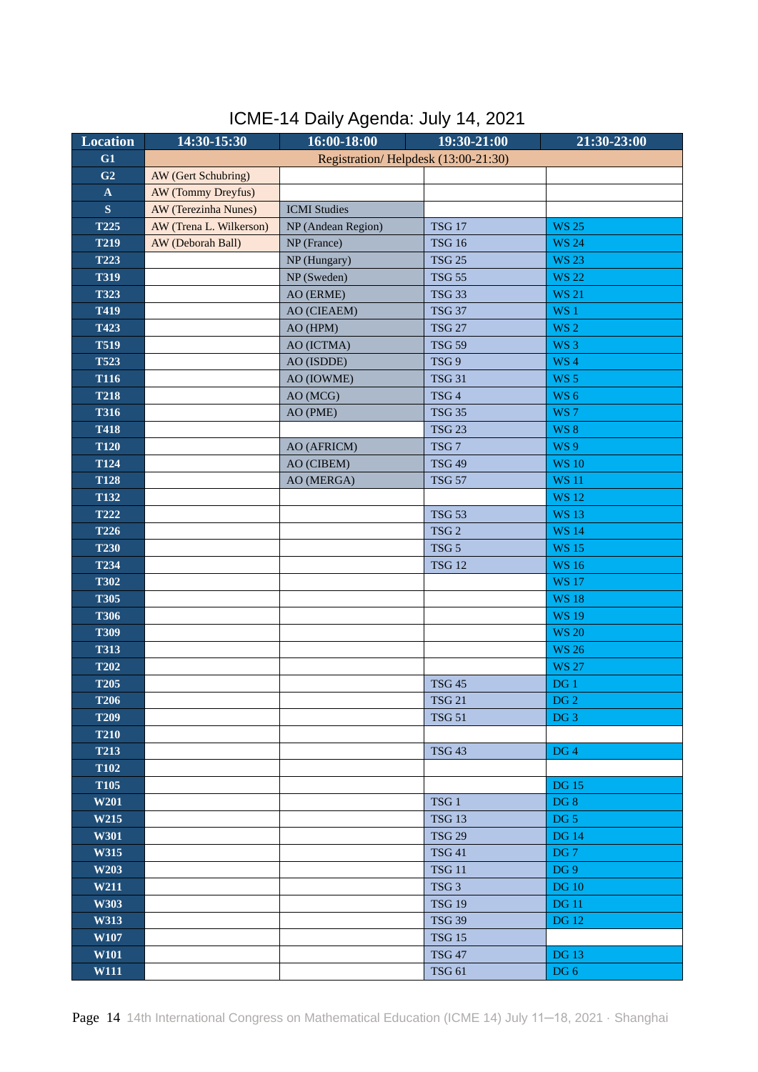# ICME-14 Daily Agenda: July 14, 2021

| Location | 14:30-15:30 | 16:00-18:00 | 19:30-21:00 | 21:30-23:00 |
|---|---|---|---|---|
| G1 | Registration/ Helpdesk (13:00-21:30) | | | |
| G2 | AW (Gert Schubring) | | | |
| A | AW (Tommy Dreyfus) | | | |
| S | AW (Terezinha Nunes) | ICMI Studies | | |
| T225 | AW (Trena L. Wilkerson) | NP (Andean Region) | TSG 17 | WS 25 |
| T219 | AW (Deborah Ball) | NP (France) | TSG 16 | WS 24 |
| T223 | | NP (Hungary) | TSG 25 | WS 23 |
| T319 | | NP (Sweden) | TSG 55 | WS 22 |
| T323 | | AO (ERME) | TSG 33 | WS 21 |
| T419 | | AO (CIEAEM) | TSG 37 | WS 1 |
| T423 | | AO (HPM) | TSG 27 | WS 2 |
| T519 | | AO (ICTMA) | TSG 59 | WS 3 |
| T523 | | AO (ISDDE) | TSG 9 | WS 4 |
| T116 | | AO (IOWME) | TSG 31 | WS 5 |
| T218 | | AO (MCG) | TSG 4 | WS 6 |
| T316 | | AO (PME) | TSG 35 | WS 7 |
| T418 | | | TSG 23 | WS 8 |
| T120 | | AO (AFRICM) | TSG 7 | WS 9 |
| T124 | | AO (CIBEM) | TSG 49 | WS 10 |
| T128 | | AO (MERGA) | TSG 57 | WS 11 |
| T132 | | | | WS 12 |
| T222 | | | TSG 53 | WS 13 |
| T226 | | | TSG 2 | WS 14 |
| T230 | | | TSG 5 | WS 15 |
| T234 | | | TSG 12 | WS 16 |
| T302 | | | | WS 17 |
| T305 | | | | WS 18 |
| T306 | | | | WS 19 |
| T309 | | | | WS 20 |
| T313 | | | | WS 26 |
| T202 | | | | WS 27 |
| T205 | | | TSG 45 | DG 1 |
| T206 | | | TSG 21 | DG 2 |
| T209 | | | TSG 51 | DG 3 |
| T210 | | | | |
| T213 | | | TSG 43 | DG 4 |
| T102 | | | | |
| T105 | | | | DG 15 |
| W201 | | | TSG 1 | DG 8 |
| W215 | | | TSG 13 | DG 5 |
| W301 | | | TSG 29 | DG 14 |
| W315 | | | TSG 41 | DG 7 |
| W203 | | | TSG 11 | DG 9 |
| W211 | | | TSG 3 | DG 10 |
| W303 | | | TSG 19 | DG 11 |
| W313 | | | TSG 39 | DG 12 |
| W107 | | | TSG 15 | |
| W101 | | | TSG 47 | DG 13 |
| W111 | | | TSG 61 | DG 6 |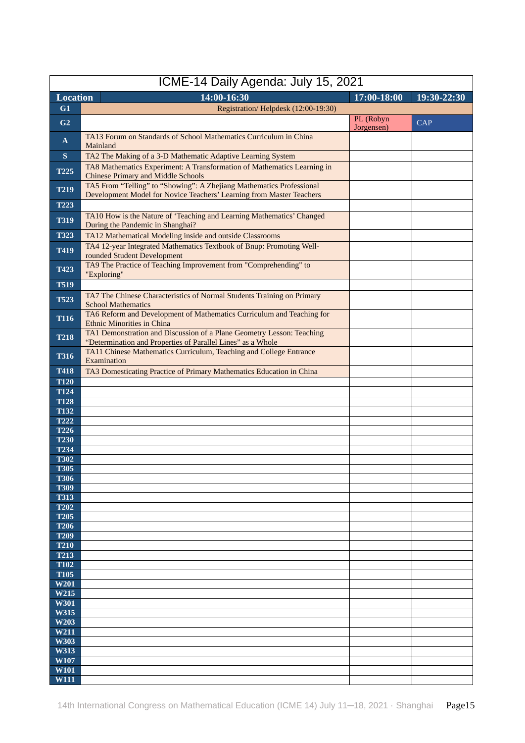# ICME-14 Daily Agenda: July 15, 2021

| Location | 14:00-16:30 | 17:00-18:00 | 19:30-22:30 |
|---|---|---|---|
| G1 | Registration/ Helpdesk (12:00-19:30) | | |
| G2 | | PL (Robyn Jorgensen) | CAP |
| A | TA13 Forum on Standards of School Mathematics Curriculum in China Mainland | | |
| S | TA2 The Making of a 3-D Mathematic Adaptive Learning System | | |
| T225 | TA8 Mathematics Experiment: A Transformation of Mathematics Learning in Chinese Primary and Middle Schools | | |
| T219 | TA5 From “Telling” to “Showing”: A Zhejiang Mathematics Professional Development Model for Novice Teachers' Learning from Master Teachers | | |
| T223 | | | |
| T319 | TA10 How is the Nature of ‘Teaching and Learning Mathematics’ Changed During the Pandemic in Shanghai? | | |
| T323 | TA12 Mathematical Modeling inside and outside Classrooms | | |
| T419 | TA4 12-year Integrated Mathematics Textbook of Bnup: Promoting Well-rounded Student Development | | |
| T423 | TA9 The Practice of Teaching Improvement from "Comprehending" to "Exploring" | | |
| T519 | | | |
| T523 | TA7 The Chinese Characteristics of Normal Students Training on Primary School Mathematics | | |
| T116 | TA6 Reform and Development of Mathematics Curriculum and Teaching for Ethnic Minorities in China | | |
| T218 | TA1 Demonstration and Discussion of a Plane Geometry Lesson: Teaching “Determination and Properties of Parallel Lines” as a Whole | | |
| T316 | TA11 Chinese Mathematics Curriculum, Teaching and College Entrance Examination | | |
| T418 | TA3 Domesticating Practice of Primary Mathematics Education in China | | |
| T120 | | | |
| T124 | | | |
| T128 | | | |
| T132 | | | |
| T222 | | | |
| T226 | | | |
| T230 | | | |
| T234 | | | |
| T302 | | | |
| T305 | | | |
| T306 | | | |
| T309 | | | |
| T313 | | | |
| T202 | | | |
| T205 | | | |
| T206 | | | |
| T209 | | | |
| T210 | | | |
| T213 | | | |
| T102 | | | |
| T105 | | | |
| W201 | | | |
| W215 | | | |
| W301 | | | |
| W315 | | | |
| W203 | | | |
| W211 | | | |
| W303 | | | |
| W313 | | | |
| W107 | | | |
| W101 | | | |
| W111 | | | |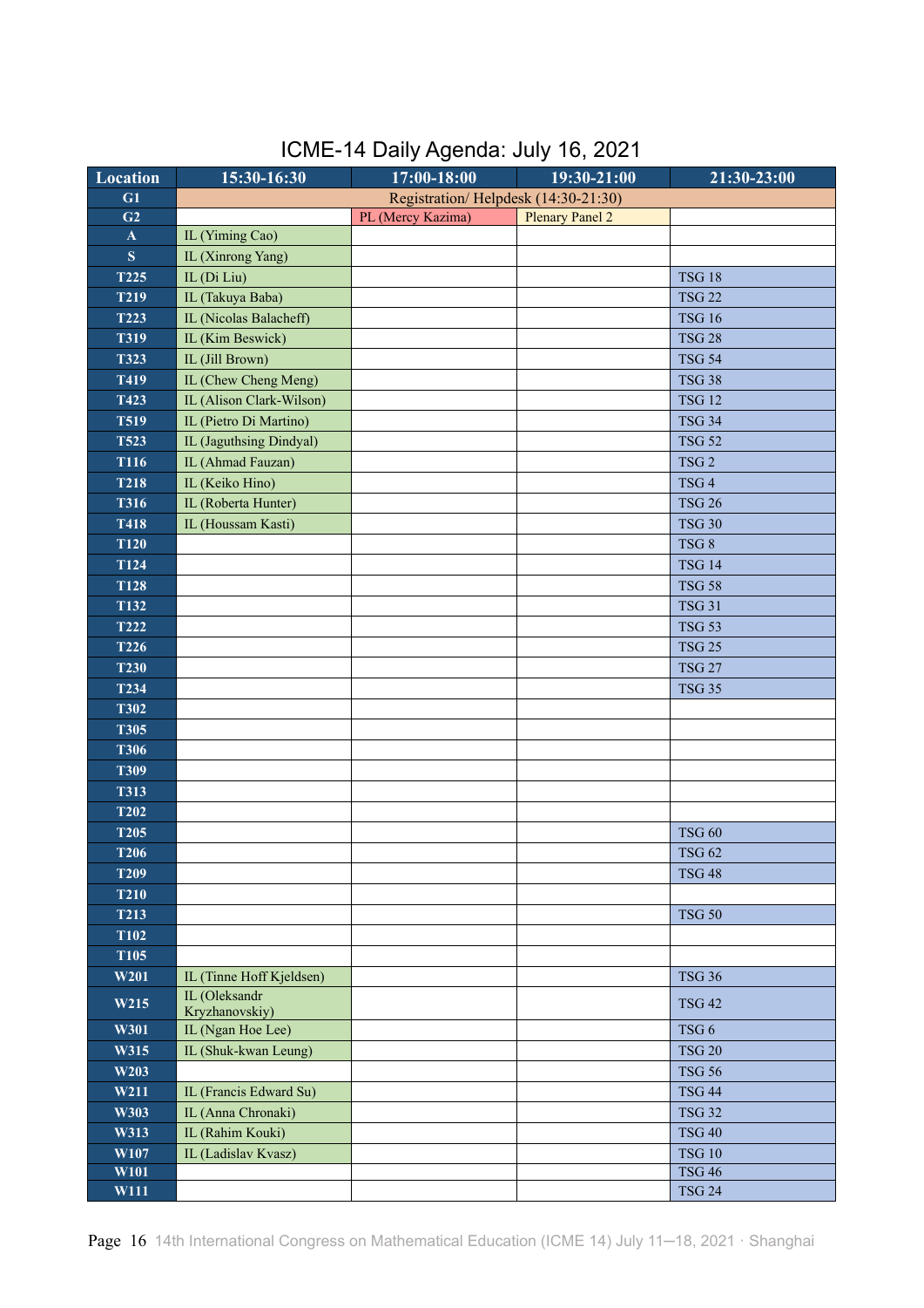# ICME-14 Daily Agenda: July 16, 2021

| Location | 15:30-16:30 | 17:00-18:00 | 19:30-21:00 | 21:30-23:00 |
|---|---|---|---|---|
| G1 | Registration/ Helpdesk (14:30-21:30) | | | |
| G2 | | PL (Mercy Kazima) | Plenary Panel 2 | |
| A | IL (Yiming Cao) | | | |
| S | IL (Xinrong Yang) | | | |
| T225 | IL (Di Liu) | | | TSG 18 |
| T219 | IL (Takuya Baba) | | | TSG 22 |
| T223 | IL (Nicolas Balacheff) | | | TSG 16 |
| T319 | IL (Kim Beswick) | | | TSG 28 |
| T323 | IL (Jill Brown) | | | TSG 54 |
| T419 | IL (Chew Cheng Meng) | | | TSG 38 |
| T423 | IL (Alison Clark-Wilson) | | | TSG 12 |
| T519 | IL (Pietro Di Martino) | | | TSG 34 |
| T523 | IL (Jaguthsing Dindyal) | | | TSG 52 |
| T116 | IL (Ahmad Fauzan) | | | TSG 2 |
| T218 | IL (Keiko Hino) | | | TSG 4 |
| T316 | IL (Roberta Hunter) | | | TSG 26 |
| T418 | IL (Houssam Kasti) | | | TSG 30 |
| T120 | | | | TSG 8 |
| T124 | | | | TSG 14 |
| T128 | | | | TSG 58 |
| T132 | | | | TSG 31 |
| T222 | | | | TSG 53 |
| T226 | | | | TSG 25 |
| T230 | | | | TSG 27 |
| T234 | | | | TSG 35 |
| T302 | | | | |
| T305 | | | | |
| T306 | | | | |
| T309 | | | | |
| T313 | | | | |
| T202 | | | | |
| T205 | | | | TSG 60 |
| T206 | | | | TSG 62 |
| T209 | | | | TSG 48 |
| T210 | | | | |
| T213 | | | | TSG 50 |
| T102 | | | | |
| T105 | | | | |
| W201 | IL (Tinne Hoff Kjeldsen) | | | TSG 36 |
| W215 | IL (Oleksandr Kryzhanovskiy) | | | TSG 42 |
| W301 | IL (Ngan Hoe Lee) | | | TSG 6 |
| W315 | IL (Shuk-kwan Leung) | | | TSG 20 |
| W203 | | | | TSG 56 |
| W211 | IL (Francis Edward Su) | | | TSG 44 |
| W303 | IL (Anna Chronaki) | | | TSG 32 |
| W313 | IL (Rahim Kouki) | | | TSG 40 |
| W107 | IL (Ladislav Kvasz) | | | TSG 10 |
| W101 | | | | TSG 46 |
| W111 | | | | TSG 24 |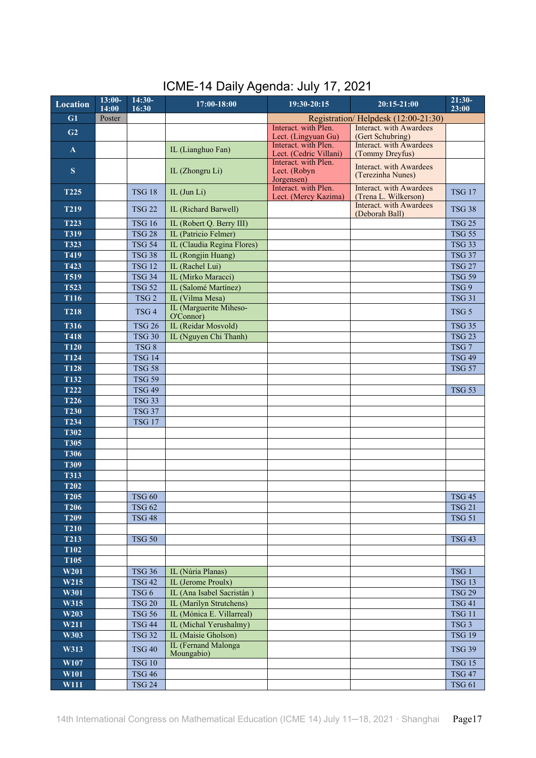# ICME-14 Daily Agenda: July 17, 2021

| Location | 13:00-14:00 | 14:30-16:30 | 17:00-18:00 | 19:30-20:15 | 20:15-21:00 | 21:30-23:00 |
|---|---|---|---|---|---|---|
| G1 | Poster | | | Registration/ Helpdesk (12:00-21:30) | | |
| G2 | | | | Interact. with Plen. Lect. (Lingyuan Gu) | Interact. with Awardees (Gert Schubring) | |
| A | | | IL (Lianghuo Fan) | Interact. with Plen. Lect. (Cedric Villani) | Interact. with Awardees (Tommy Dreyfus) | |
| S | | | IL (Zhongru Li) | Interact. with Plen. Lect. (Robyn Jorgensen) | Interact. with Awardees (Terezinha Nunes) | |
| T225 | | TSG 18 | IL (Jun Li) | Interact. with Plen. Lect. (Mercy Kazima) | Interact. with Awardees (Trena L. Wilkerson) | TSG 17 |
| T219 | | TSG 22 | IL (Richard Barwell) | | Interact. with Awardees (Deborah Ball) | TSG 38 |
| T223 | | TSG 16 | IL (Robert Q. Berry III) | | | TSG 25 |
| T319 | | TSG 28 | IL (Patricio Felmer) | | | TSG 55 |
| T323 | | TSG 54 | IL (Claudia Regina Flores) | | | TSG 33 |
| T419 | | TSG 38 | IL (Rongjin Huang) | | | TSG 37 |
| T423 | | TSG 12 | IL (Rachel Lui) | | | TSG 27 |
| T519 | | TSG 34 | IL (Mirko Maracci) | | | TSG 59 |
| T523 | | TSG 52 | IL (Salomé Martínez) | | | TSG 9 |
| T116 | | TSG 2 | IL (Vilma Mesa) | | | TSG 31 |
| T218 | | TSG 4 | IL (Marguerite Miheso-O'Connor) | | | TSG 5 |
| T316 | | TSG 26 | IL (Reidar Mosvold) | | | TSG 35 |
| T418 | | TSG 30 | IL (Nguyen Chi Thanh) | | | TSG 23 |
| T120 | | TSG 8 | | | | TSG 7 |
| T124 | | TSG 14 | | | | TSG 49 |
| T128 | | TSG 58 | | | | TSG 57 |
| T132 | | TSG 59 | | | | |
| T222 | | TSG 49 | | | | TSG 53 |
| T226 | | TSG 33 | | | | |
| T230 | | TSG 37 | | | | |
| T234 | | TSG 17 | | | | |
| T302 | | | | | | |
| T305 | | | | | | |
| T306 | | | | | | |
| T309 | | | | | | |
| T313 | | | | | | |
| T202 | | | | | | |
| T205 | | TSG 60 | | | | TSG 45 |
| T206 | | TSG 62 | | | | TSG 21 |
| T209 | | TSG 48 | | | | TSG 51 |
| T210 | | | | | | |
| T213 | | TSG 50 | | | | TSG 43 |
| T102 | | | | | | |
| T105 | | | | | | |
| W201 | | TSG 36 | IL (Núria Planas) | | | TSG 1 |
| W215 | | TSG 42 | IL (Jerome Proulx) | | | TSG 13 |
| W301 | | TSG 6 | IL (Ana Isabel Sacristán ) | | | TSG 29 |
| W315 | | TSG 20 | IL (Marilyn Strutchens) | | | TSG 41 |
| W203 | | TSG 56 | IL (Mónica E. Villarreal) | | | TSG 11 |
| W211 | | TSG 44 | IL (Michal Yerushalmy) | | | TSG 3 |
| W303 | | TSG 32 | IL (Maisie Gholson) | | | TSG 19 |
| W313 | | TSG 40 | IL (Fernand Malonga Moungabio) | | | TSG 39 |
| W107 | | TSG 10 | | | | TSG 15 |
| W101 | | TSG 46 | | | | TSG 47 |
| W111 | | TSG 24 | | | | TSG 61 |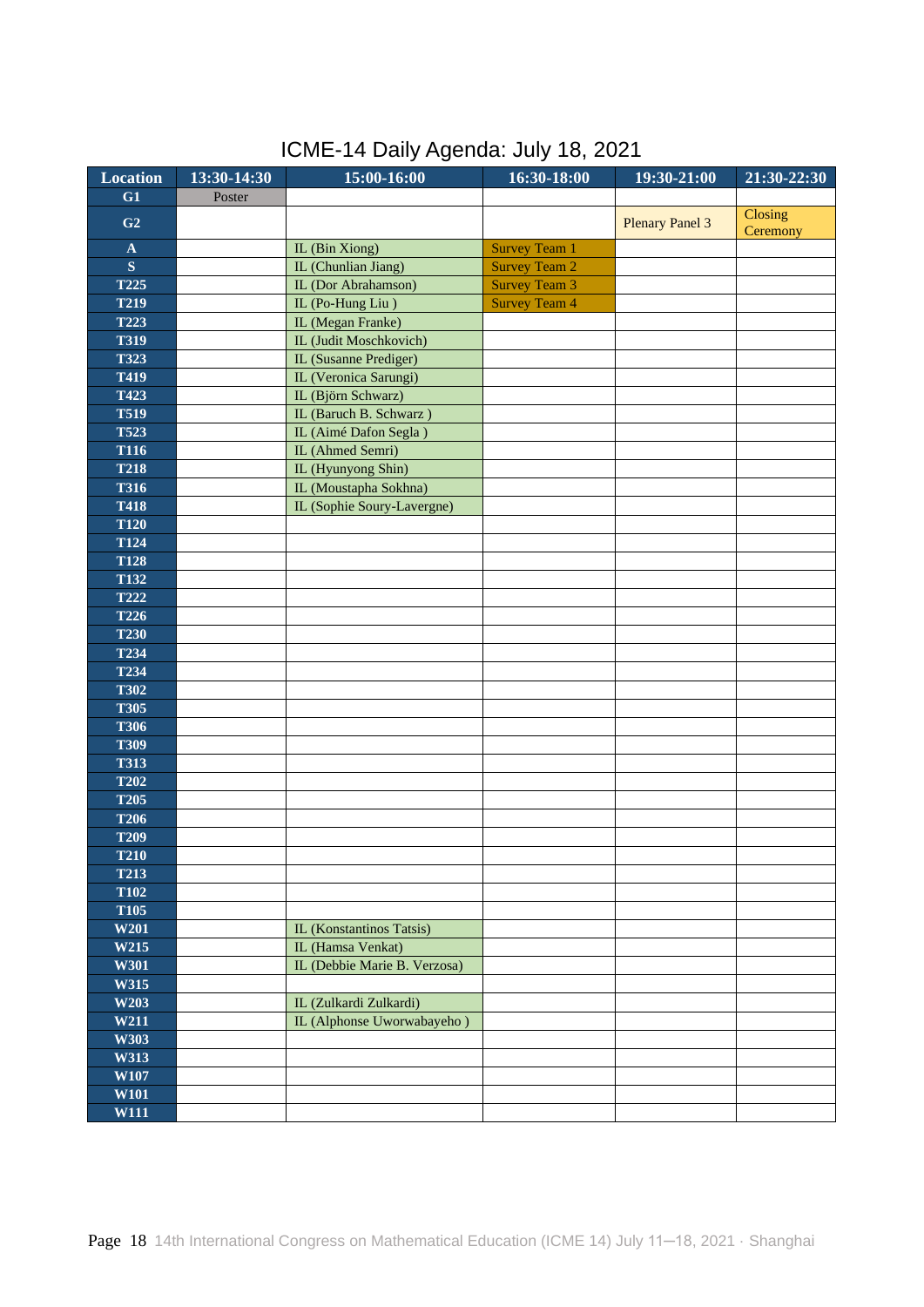# ICME-14 Daily Agenda: July 18, 2021

| Location | 13:30-14:30 | 15:00-16:00 | 16:30-18:00 | 19:30-21:00 | 21:30-22:30 |
|---|---|---|---|---|---|
| G1 | Poster | | | | |
| G2 | | | | Plenary Panel 3 | Closing Ceremony |
| A | | IL (Bin Xiong) | Survey Team 1 | | |
| S | | IL (Chunlian Jiang) | Survey Team 2 | | |
| T225 | | IL (Dor Abrahamson) | Survey Team 3 | | |
| T219 | | IL (Po-Hung Liu ) | Survey Team 4 | | |
| T223 | | IL (Megan Franke) | | | |
| T319 | | IL (Judit Moschkovich) | | | |
| T323 | | IL (Susanne Prediger) | | | |
| T419 | | IL (Veronica Sarungi) | | | |
| T423 | | IL (Björn Schwarz) | | | |
| T519 | | IL (Baruch B. Schwarz ) | | | |
| T523 | | IL (Aimé Dafon Segla ) | | | |
| T116 | | IL (Ahmed Semri) | | | |
| T218 | | IL (Hyunyong Shin) | | | |
| T316 | | IL (Moustapha Sokhna) | | | |
| T418 | | IL (Sophie Soury-Lavergne) | | | |
| T120 | | | | | |
| T124 | | | | | |
| T128 | | | | | |
| T132 | | | | | |
| T222 | | | | | |
| T226 | | | | | |
| T230 | | | | | |
| T234 | | | | | |
| T234 | | | | | |
| T302 | | | | | |
| T305 | | | | | |
| T306 | | | | | |
| T309 | | | | | |
| T313 | | | | | |
| T202 | | | | | |
| T205 | | | | | |
| T206 | | | | | |
| T209 | | | | | |
| T210 | | | | | |
| T213 | | | | | |
| T102 | | | | | |
| T105 | | | | | |
| W201 | | IL (Konstantinos Tatsis) | | | |
| W215 | | IL (Hamsa Venkat) | | | |
| W301 | | IL (Debbie Marie B. Verzosa) | | | |
| W315 | | | | | |
| W203 | | IL (Zulkardi Zulkardi) | | | |
| W211 | | IL (Alphonse Uworwabayeho ) | | | |
| W303 | | | | | |
| W313 | | | | | |
| W107 | | | | | |
| W101 | | | | | |
| W111 | | | | | |